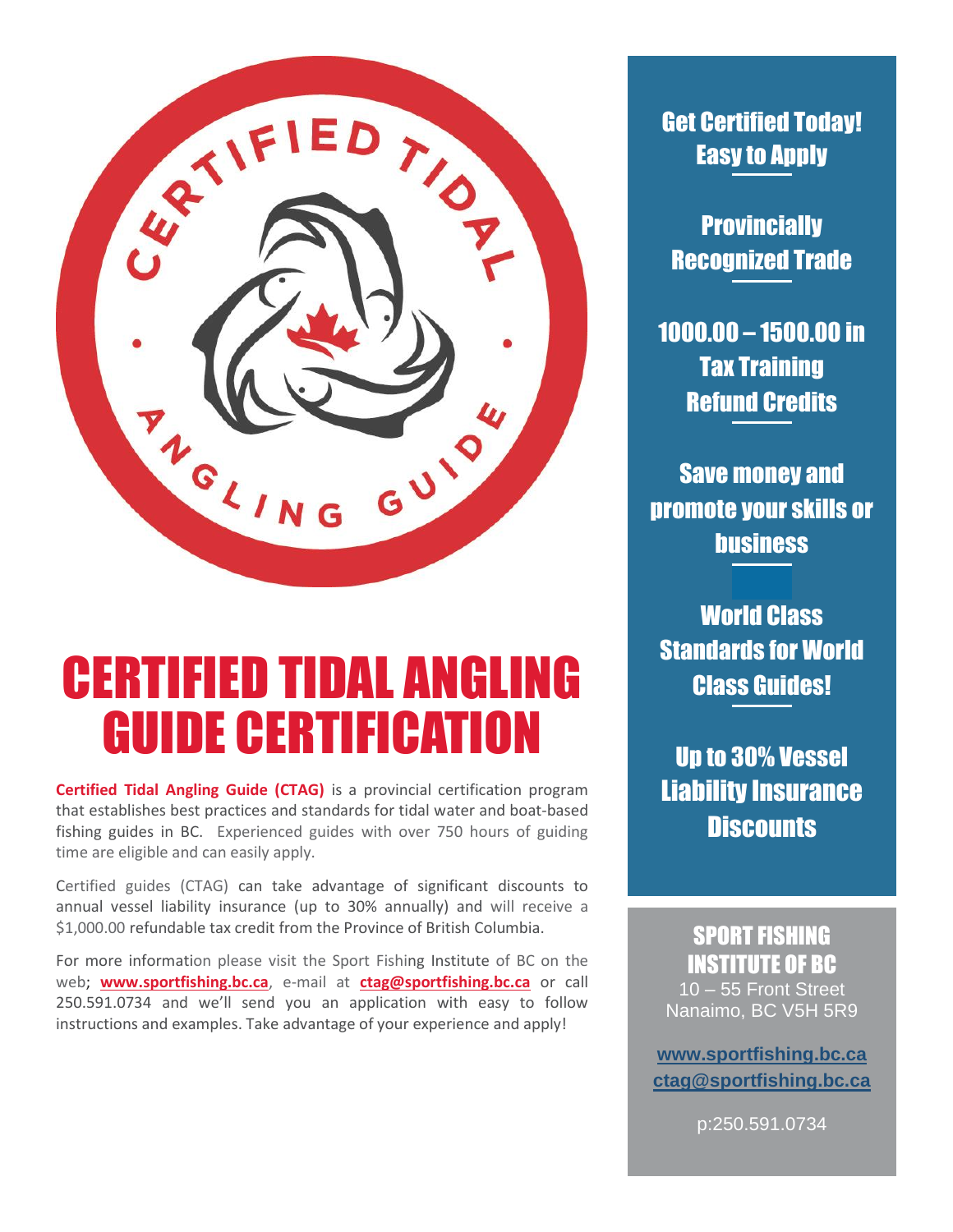# CERTIFIED TIDAL ANGLING GUIDE CERTIFICATION

**Certified Tidal Angling Guide (CTAG)** is a provincial certification program that establishes best practices and standards for tidal water and boat-based fishing guides in BC. Experienced guides with over 750 hours of guiding time are eligible and can easily apply.

Certified guides (CTAG) can take advantage of significant discounts to annual vessel liability insurance (up to 30% annually) and will receive a $1,000.00 refundable tax credit from the Province of British Columbia.

For more information please visit the Sport Fishing Institute of BC on the web; **www.sportfishing.bc.ca**, e-mail at **ctag@sportfishing.bc.ca** or call 250.591.0734 and we'll send you an application with easy to follow instructions and examples. Take advantage of your experience and apply!

**Get Certified Today! Easy to Apply**

**Provincially Recognized Trade**

**1000.00 – 1500.00 in Tax Training Refund Credits**

**Save money and promote your skills or business**

**World Class Standards for World Class Guides!**

**Up to 30% Vessel Liability Insurance Discounts**

**SPORT FISHING INSTITUTE OF BC**
10 – 55 Front Street
Nanaimo, BC V5H 5R9

**www.sportfishing.bc.ca**
**ctag@sportfishing.bc.ca**

p:250.591.0734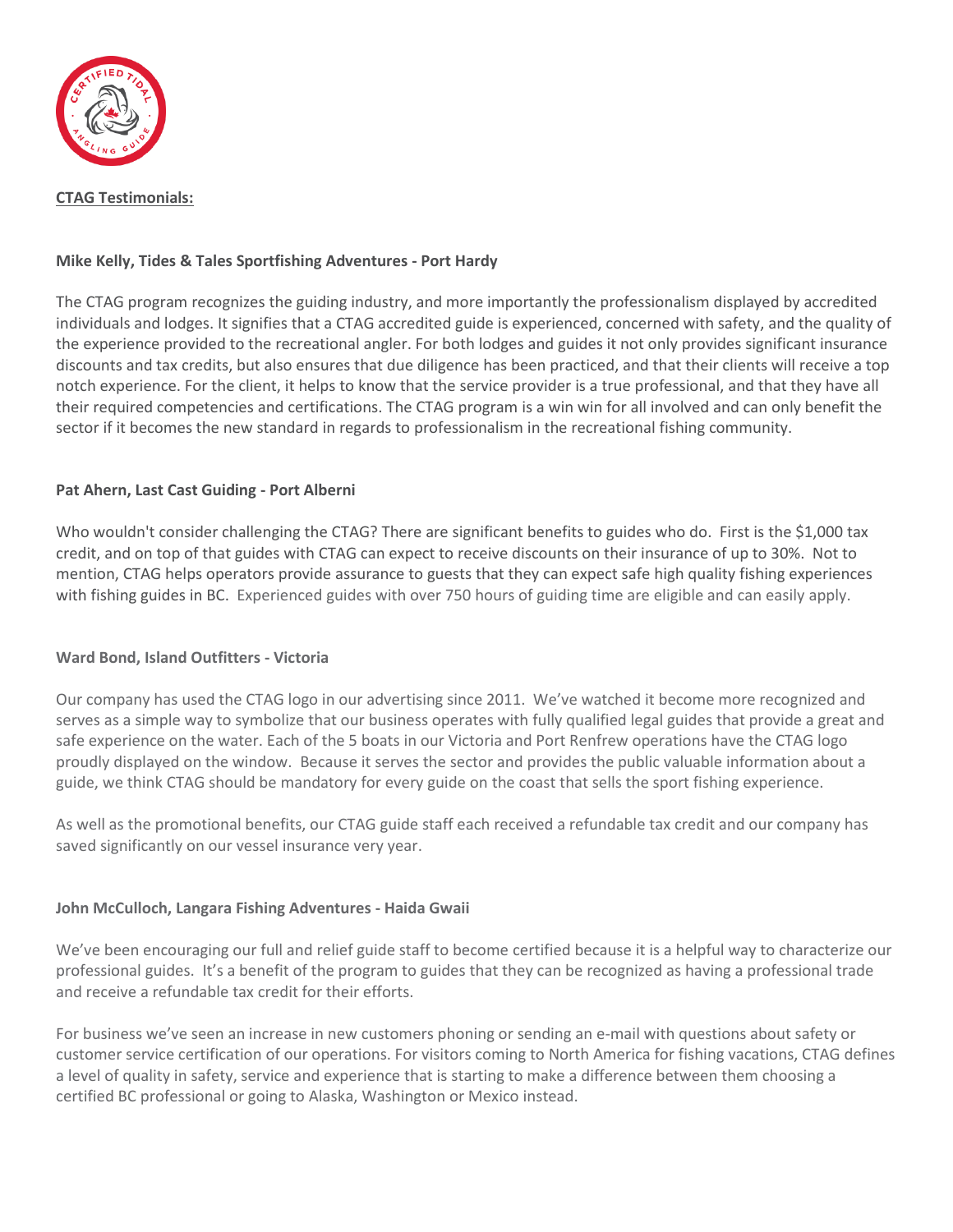**CTAG Testimonials:**

**Mike Kelly, Tides & Tales Sportfishing Adventures - Port Hardy**

The CTAG program recognizes the guiding industry, and more importantly the professionalism displayed by accredited individuals and lodges. It signifies that a CTAG accredited guide is experienced, concerned with safety, and the quality of the experience provided to the recreational angler. For both lodges and guides it not only provides significant insurance discounts and tax credits, but also ensures that due diligence has been practiced, and that their clients will receive a top notch experience. For the client, it helps to know that the service provider is a true professional, and that they have all their required competencies and certifications. The CTAG program is a win win for all involved and can only benefit the sector if it becomes the new standard in regards to professionalism in the recreational fishing community.

**Pat Ahern, Last Cast Guiding - Port Alberni**

Who wouldn't consider challenging the CTAG? There are significant benefits to guides who do. First is the $1,000 tax credit, and on top of that guides with CTAG can expect to receive discounts on their insurance of up to 30%. Not to mention, CTAG helps operators provide assurance to guests that they can expect safe high quality fishing experiences with fishing guides in BC. Experienced guides with over 750 hours of guiding time are eligible and can easily apply.

**Ward Bond, Island Outfitters - Victoria**

Our company has used the CTAG logo in our advertising since 2011. We've watched it become more recognized and serves as a simple way to symbolize that our business operates with fully qualified legal guides that provide a great and safe experience on the water. Each of the 5 boats in our Victoria and Port Renfrew operations have the CTAG logo proudly displayed on the window. Because it serves the sector and provides the public valuable information about a guide, we think CTAG should be mandatory for every guide on the coast that sells the sport fishing experience.

As well as the promotional benefits, our CTAG guide staff each received a refundable tax credit and our company has saved significantly on our vessel insurance very year.

**John McCulloch, Langara Fishing Adventures - Haida Gwaii**

We've been encouraging our full and relief guide staff to become certified because it is a helpful way to characterize our professional guides. It's a benefit of the program to guides that they can be recognized as having a professional trade and receive a refundable tax credit for their efforts.

For business we've seen an increase in new customers phoning or sending an e-mail with questions about safety or customer service certification of our operations. For visitors coming to North America for fishing vacations, CTAG defines a level of quality in safety, service and experience that is starting to make a difference between them choosing a certified BC professional or going to Alaska, Washington or Mexico instead.